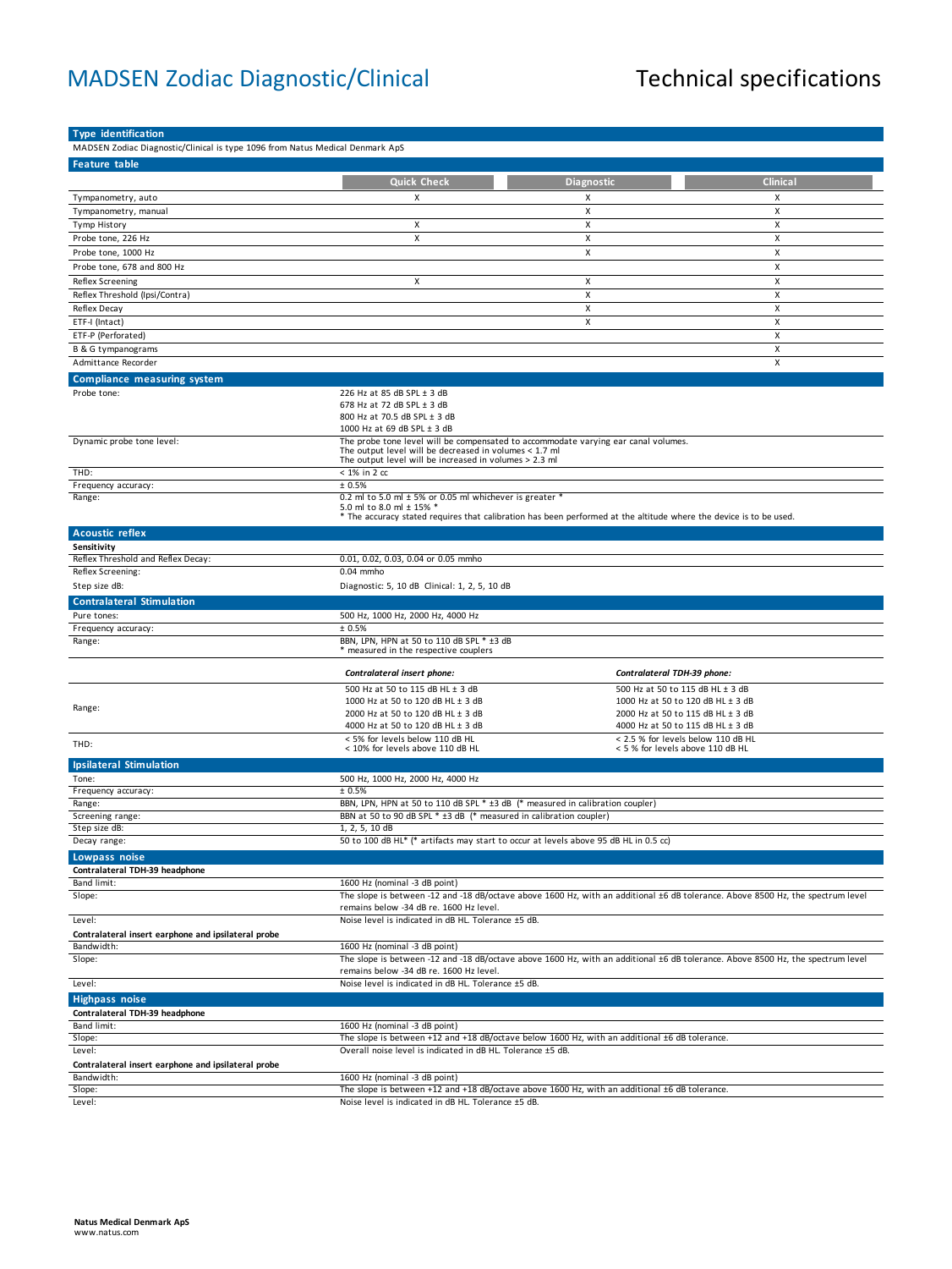# MADSEN Zodiac Diagnostic/Clinical

# Technical specifications

## Type identification

MADSEN Zodiac Diagnostic/Clinical is type 1096 from Natus Medical Denmark ApS

## Feature table

| | Quick Check | Diagnostic | Clinical |
|---|---|---|---|
| Tympanometry, auto | X | X | X |
| Tympanometry, manual | | X | X |
| Tymp History | X | X | X |
| Probe tone, 226 Hz | X | X | X |
| Probe tone, 1000 Hz | | X | X |
| Probe tone, 678 and 800 Hz | | | X |
| Reflex Screening | X | X | X |
| Reflex Threshold (Ipsi/Contra) | | X | X |
| Reflex Decay | | X | X |
| ETF-I (Intact) | | X | X |
| ETF-P (Perforated) | | | X |
| B & G tympanograms | | | X |
| Admittance Recorder | | | X |

## Compliance measuring system

| | |
|---|---|
| Probe tone: | 226 Hz at 85 dB SPL ± 3 dB<br>678 Hz at 72 dB SPL ± 3 dB<br>800 Hz at 70.5 dB SPL ± 3 dB<br>1000 Hz at 69 dB SPL ± 3 dB |
| Dynamic probe tone level: | The probe tone level will be compensated to accommodate varying ear canal volumes.<br>The output level will be decreased in volumes < 1.7 ml<br>The output level will be increased in volumes > 2.3 ml |
| THD: | < 1% in 2 cc |
| Frequency accuracy: | ± 0.5% |
| Range: | 0.2 ml to 5.0 ml ± 5% or 0.05 ml whichever is greater *<br>5.0 ml to 8.0 ml ± 15% *<br>* The accuracy stated requires that calibration has been performed at the altitude where the device is to be used. |

## Acoustic reflex

**Sensitivity**

| | |
|---|---|
| Reflex Threshold and Reflex Decay: | 0.01, 0.02, 0.03, 0.04 or 0.05 mmho |
| Reflex Screening: | 0.04 mmho |
| Step size dB: | Diagnostic: 5, 10 dB Clinical: 1, 2, 5, 10 dB |

## Contralateral Stimulation

| | | |
|---|---|---|
| Pure tones: | 500 Hz, 1000 Hz, 2000 Hz, 4000 Hz | |
| Frequency accuracy: | ± 0.5% | |
| Range: | BBN, LPN, HPN at 50 to 110 dB SPL * ±3 dB<br>* measured in the respective couplers | |
| | ***Contralateral insert phone:*** | ***Contralateral TDH-39 phone:*** |
| Range: | 500 Hz at 50 to 115 dB HL ± 3 dB<br>1000 Hz at 50 to 120 dB HL ± 3 dB<br>2000 Hz at 50 to 120 dB HL ± 3 dB<br>4000 Hz at 50 to 120 dB HL ± 3 dB | 500 Hz at 50 to 115 dB HL ± 3 dB<br>1000 Hz at 50 to 120 dB HL ± 3 dB<br>2000 Hz at 50 to 115 dB HL ± 3 dB<br>4000 Hz at 50 to 115 dB HL ± 3 dB |
| THD: | < 5% for levels below 110 dB HL<br>< 10% for levels above 110 dB HL | < 2.5 % for levels below 110 dB HL<br>< 5 % for levels above 110 dB HL |

## Ipsilateral Stimulation

| | |
|---|---|
| Tone: | 500 Hz, 1000 Hz, 2000 Hz, 4000 Hz |
| Frequency accuracy: | ± 0.5% |
| Range: | BBN, LPN, HPN at 50 to 110 dB SPL * ±3 dB (* measured in calibration coupler) |
| Screening range: | BBN at 50 to 90 dB SPL * ±3 dB (* measured in calibration coupler) |
| Step size dB: | 1, 2, 5, 10 dB |
| Decay range: | 50 to 100 dB HL* (* artifacts may start to occur at levels above 95 dB HL in 0.5 cc) |

## Lowpass noise

**Contralateral TDH-39 headphone**

| | |
|---|---|
| Band limit: | 1600 Hz (nominal -3 dB point) |
| Slope: | The slope is between -12 and -18 dB/octave above 1600 Hz, with an additional ±6 dB tolerance. Above 8500 Hz, the spectrum level remains below -34 dB re. 1600 Hz level. |
| Level: | Noise level is indicated in dB HL. Tolerance ±5 dB. |

**Contralateral insert earphone and ipsilateral probe**

| | |
|---|---|
| Bandwidth: | 1600 Hz (nominal -3 dB point) |
| Slope: | The slope is between -12 and -18 dB/octave above 1600 Hz, with an additional ±6 dB tolerance. Above 8500 Hz, the spectrum level remains below -34 dB re. 1600 Hz level. |
| Level: | Noise level is indicated in dB HL. Tolerance ±5 dB. |

## Highpass noise

**Contralateral TDH-39 headphone**

| | |
|---|---|
| Band limit: | 1600 Hz (nominal -3 dB point) |
| Slope: | The slope is between +12 and +18 dB/octave below 1600 Hz, with an additional ±6 dB tolerance. |
| Level: | Overall noise level is indicated in dB HL. Tolerance ±5 dB. |

**Contralateral insert earphone and ipsilateral probe**

| | |
|---|---|
| Bandwidth: | 1600 Hz (nominal -3 dB point) |
| Slope: | The slope is between +12 and +18 dB/octave above 1600 Hz, with an additional ±6 dB tolerance. |
| Level: | Noise level is indicated in dB HL. Tolerance ±5 dB. |

**Natus Medical Denmark ApS**
www.natus.com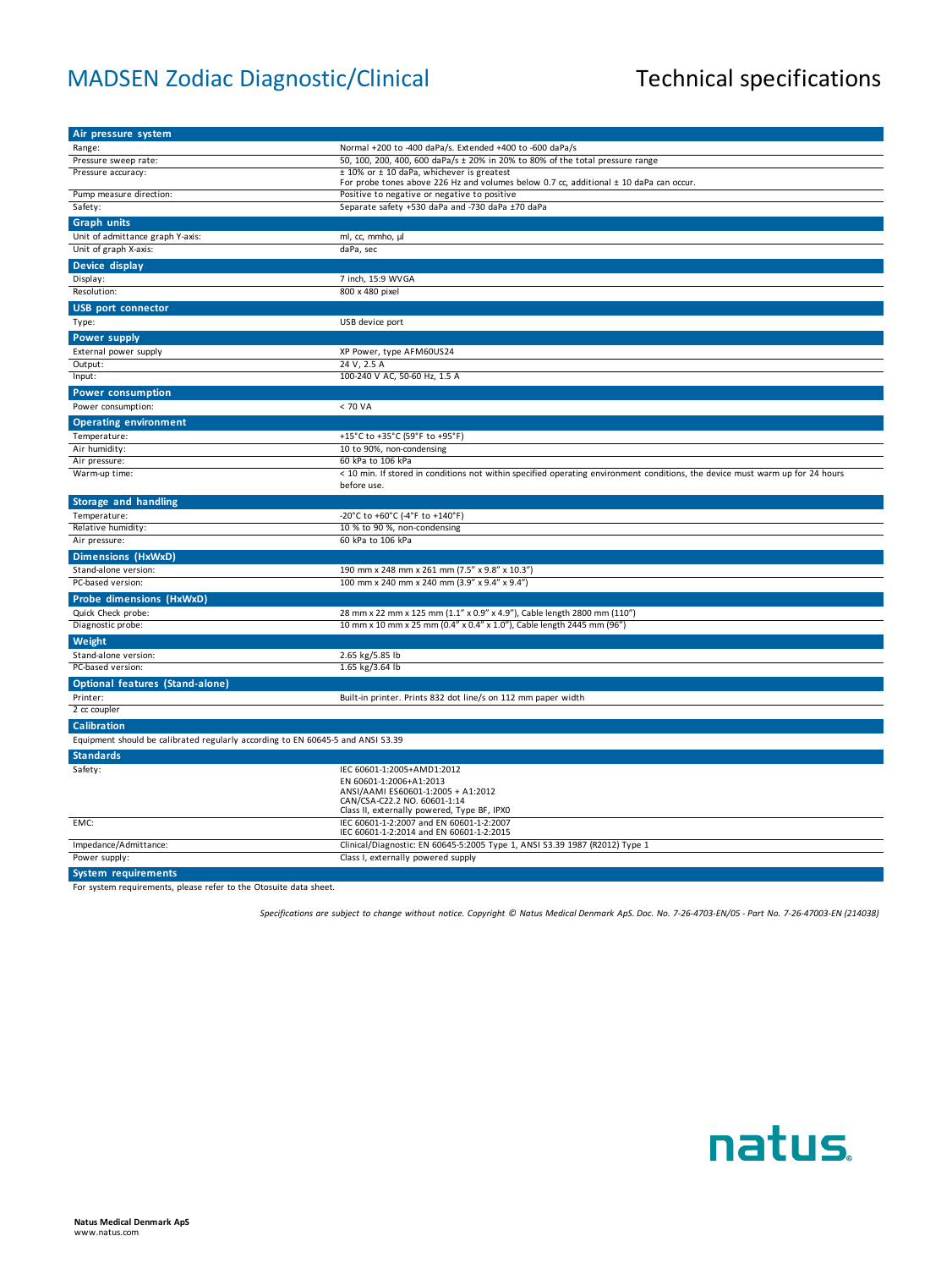# MADSEN Zodiac Diagnostic/Clinical

# Technical specifications

| | |
|---|---|
| **Air pressure system** | |
| Range: | Normal +200 to -400 daPa/s. Extended +400 to -600 daPa/s |
| Pressure sweep rate: | 50, 100, 200, 400, 600 daPa/s ± 20% in 20% to 80% of the total pressure range |
| Pressure accuracy: | ± 10% or ± 10 daPa, whichever is greatest<br>For probe tones above 226 Hz and volumes below 0.7 cc, additional ± 10 daPa can occur. |
| Pump measure direction: | Positive to negative or negative to positive |
| Safety: | Separate safety +530 daPa and -730 daPa ±70 daPa |
| **Graph units** | |
| Unit of admittance graph Y-axis: | ml, cc, mmho, µl |
| Unit of graph X-axis: | daPa, sec |
| **Device display** | |
| Display: | 7 inch, 15:9 WVGA |
| Resolution: | 800 x 480 pixel |
| **USB port connector** | |
| Type: | USB device port |
| **Power supply** | |
| External power supply | XP Power, type AFM60US24 |
| Output: | 24 V, 2.5 A |
| Input: | 100-240 V AC, 50-60 Hz, 1.5 A |
| **Power consumption** | |
| Power consumption: | < 70 VA |
| **Operating environment** | |
| Temperature: | +15°C to +35°C (59°F to +95°F) |
| Air humidity: | 10 to 90%, non-condensing |
| Air pressure: | 60 kPa to 106 kPa |
| Warm-up time: | < 10 min. If stored in conditions not within specified operating environment conditions, the device must warm up for 24 hours before use. |
| **Storage and handling** | |
| Temperature: | -20°C to +60°C (-4°F to +140°F) |
| Relative humidity: | 10 % to 90 %, non-condensing |
| Air pressure: | 60 kPa to 106 kPa |
| **Dimensions (HxWxD)** | |
| Stand-alone version: | 190 mm x 248 mm x 261 mm (7.5" x 9.8" x 10.3") |
| PC-based version: | 100 mm x 240 mm x 240 mm (3.9" x 9.4" x 9.4") |
| **Probe dimensions (HxWxD)** | |
| Quick Check probe: | 28 mm x 22 mm x 125 mm (1.1" x 0.9" x 4.9"), Cable length 2800 mm (110") |
| Diagnostic probe: | 10 mm x 10 mm x 25 mm (0.4" x 0.4" x 1.0"), Cable length 2445 mm (96") |
| **Weight** | |
| Stand-alone version: | 2.65 kg/5.85 lb |
| PC-based version: | 1.65 kg/3.64 lb |
| **Optional features (Stand-alone)** | |
| Printer: | Built-in printer. Prints 832 dot line/s on 112 mm paper width |
| 2 cc coupler | |
| **Calibration** | |
| Equipment should be calibrated regularly according to EN 60645-5 and ANSI S3.39 | |
| **Standards** | |
| Safety: | IEC 60601-1:2005+AMD1:2012<br>EN 60601-1:2006+A1:2013<br>ANSI/AAMI ES60601-1:2005 + A1:2012<br>CAN/CSA-C22.2 NO. 60601-1:14<br>Class II, externally powered, Type BF, IPX0 |
| EMC: | IEC 60601-1-2:2007 and EN 60601-1-2:2007<br>IEC 60601-1-2:2014 and EN 60601-1-2:2015 |
| Impedance/Admittance: | Clinical/Diagnostic: EN 60645-5:2005 Type 1, ANSI S3.39 1987 (R2012) Type 1 |
| Power supply: | Class I, externally powered supply |
| **System requirements** | |
| For system requirements, please refer to the Otosuite data sheet. | |

*Specifications are subject to change without notice. Copyright © Natus Medical Denmark ApS. Doc. No. 7-26-4703-EN/05 - Part No. 7-26-47003-EN (214038)*

natus.

**Natus Medical Denmark ApS**
www.natus.com